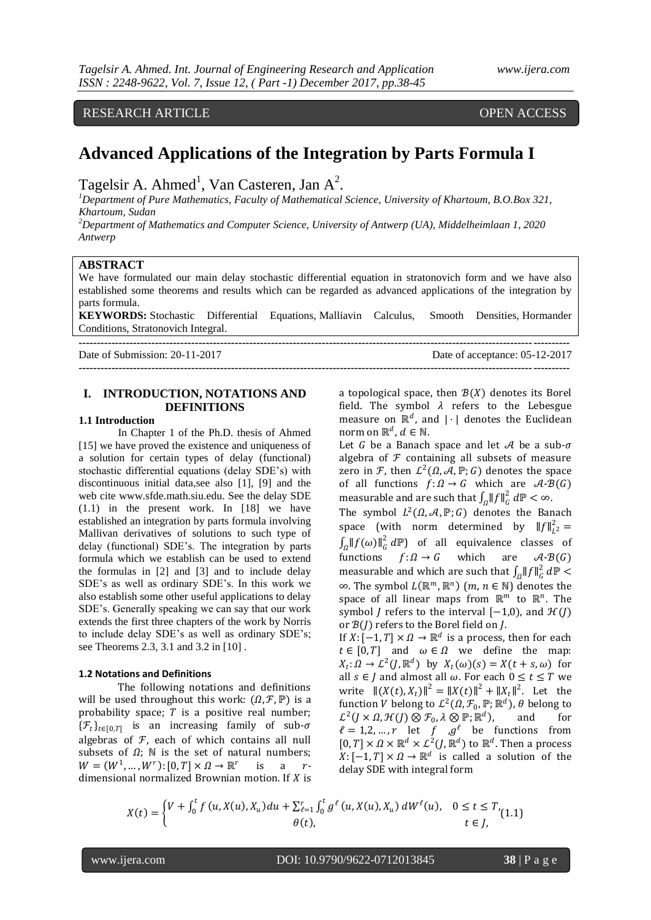RESEARCH ARTICLE OPEN ACCESS

# Advanced Applications of the Integration by Parts Formula I

Tagelsir A. Ahmed[1], Van Casteren, Jan A[2].

[1]Department of Pure Mathematics, Faculty of Mathematical Science, University of Khartoum, B.O.Box 321, Khartoum, Sudan

[2]Department of Mathematics and Computer Science, University of Antwerp (UA), Middelheimlaan 1, 2020 Antwerp

**ABSTRACT**

We have formulated our main delay stochastic differential equation in stratonovich form and we have also established some theorems and results which can be regarded as advanced applications of the integration by parts formula.

**KEYWORDS:** Stochastic Differential Equations, Malliavin Calculus, Smooth Densities, Hormander Conditions, Stratonovich Integral.

Date of Submission: 20-11-2017 Date of acceptance: 05-12-2017

## I. INTRODUCTION, NOTATIONS AND DEFINITIONS

### 1.1 Introduction

In Chapter 1 of the Ph.D. thesis of Ahmed [15] we have proved the existence and uniqueness of a solution for certain types of delay (functional) stochastic differential equations (delay SDE's) with discontinuous initial data,see also [1], [9] and the web cite www.sfde.math.siu.edu. See the delay SDE (1.1) in the present work. In [18] we have established an integration by parts formula involving Mallivan derivatives of solutions to such type of delay (functional) SDE's. The integration by parts formula which we establish can be used to extend the formulas in [2] and [3] and to include delay SDE's as well as ordinary SDE's. In this work we also establish some other useful applications to delay SDE's. Generally speaking we can say that our work extends the first three chapters of the work by Norris to include delay SDE's as well as ordinary SDE's; see Theorems 2.3, 3.1 and 3.2 in [10] .

### 1.2 Notations and Definitions

The following notations and definitions will be used throughout this work: $(\Omega, \mathcal{F}, \mathbb{P})$ is a probability space; $T$ is a positive real number; $\{\mathcal{F}_t\}_{t\in[0,T]}$ is an increasing family of sub-$\sigma$ algebras of $\mathcal{F}$, each of which contains all null subsets of $\Omega$; $\mathbb{N}$ is the set of natural numbers; $W = (W^1, \dots, W^r) : [0,T] \times \Omega \to \mathbb{R}^r$ is a $r$-dimensional normalized Brownian motion. If $X$ is a topological space, then $\mathcal{B}(X)$ denotes its Borel field. The symbol $\lambda$ refers to the Lebesgue measure on $\mathbb{R}^d$, and $|\cdot|$ denotes the Euclidean norm on $\mathbb{R}^d$, $d \in \mathbb{N}$.

Let $G$ be a Banach space and let $\mathcal{A}$ be a sub-$\sigma$ algebra of $\mathcal{F}$ containing all subsets of measure zero in $\mathcal{F}$, then $\mathcal{L}^2(\Omega, \mathcal{A}, \mathbb{P}; G)$ denotes the space of all functions $f: \Omega \to G$ which are $\mathcal{A}$-$\mathcal{B}(G)$ measurable and are such that $\int_\Omega \|f\|_G^2 \, d\mathbb{P} < \infty$.

The symbol $L^2(\Omega, \mathcal{A}, \mathbb{P}; G)$ denotes the Banach space (with norm determined by $\|f\|_{L^2}^2 = \int_\Omega \|f(\omega)\|_G^2 \, d\mathbb{P}$) of all equivalence classes of functions $f: \Omega \to G$ which are $\mathcal{A}$-$\mathcal{B}(G)$ measurable and which are such that $\int_\Omega \|f\|_G^2 \, d\mathbb{P} < \infty$. The symbol $L(\mathbb{R}^m, \mathbb{R}^n)$ $(m, n \in \mathbb{N})$ denotes the space of all linear maps from $\mathbb{R}^m$ to $\mathbb{R}^n$. The symbol $J$ refers to the interval $[-1, 0)$, and $\mathcal{H}(J)$ or $\mathcal{B}(J)$ refers to the Borel field on $J$.

If $X: [-1, T] \times \Omega \to \mathbb{R}^d$ is a process, then for each $t \in [0,T]$ and $\omega \in \Omega$ we define the map: $X_t: \Omega \to \mathcal{L}^2(J, \mathbb{R}^d)$ by $X_t(\omega)(s) = X(t+s, \omega)$ for all $s \in J$ and almost all $\omega$. For each $0 \le t \le T$ we write $\|(X(t), X_t)\|^2 = \|X(t)\|^2 + \|X_t\|^2$. Let the function $V$ belong to $\mathcal{L}^2(\Omega, \mathcal{F}_0, \mathbb{P}; \mathbb{R}^d)$, $\theta$ belong to $\mathcal{L}^2(J \times \Omega, \mathcal{H}(J) \otimes \mathcal{F}_0, \lambda \otimes \mathbb{P}; \mathbb{R}^d)$, and for $\ell = 1, 2, \dots, r$ let $f$, $g^\ell$ be functions from $[0,T] \times \Omega \times \mathbb{R}^d \times \mathcal{L}^2(J, \mathbb{R}^d)$ to $\mathbb{R}^d$. Then a process $X: [-1, T] \times \Omega \times \mathbb{R}^d$ is called a solution of the delay SDE with integral form

$$X(t) = \begin{cases} V + \int_0^t f(u, X(u), X_u)\, du + \sum_{\ell=1}^r \int_0^t g^\ell(u, X(u), X_u)\, dW^\ell(u), & 0 \le t \le T, \\ \theta(t), & t \in J, \end{cases} \quad (1.1)$$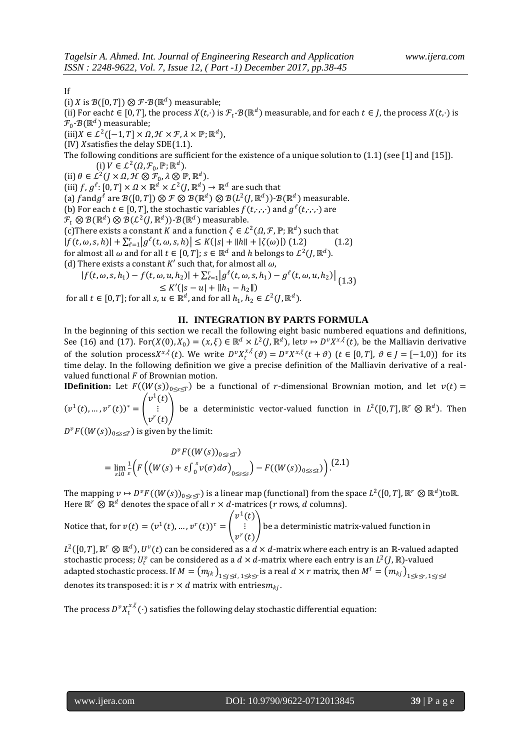If

(i) $X$ is $\mathcal{B}([0,T]) \otimes \mathcal{F}$-$\mathcal{B}(\mathbb{R}^d)$ measurable;

(ii) For each $t \in [0,T]$, the process $X(t,\cdot)$ is $\mathcal{F}_t$-$\mathcal{B}(\mathbb{R}^d)$ measurable, and for each $t \in J$, the process $X(t,\cdot)$ is $\mathcal{F}_0$-$\mathcal{B}(\mathbb{R}^d)$ measurable;

(iii) $X \in \mathcal{L}^2([-1,T] \times \Omega, \mathcal{H} \times \mathcal{F}, \lambda \times \mathbb{P}; \mathbb{R}^d)$,

(IV) $X$ satisfies the delay SDE(1.1).

The following conditions are sufficient for the existence of a unique solution to (1.1) (see [1] and [15]).

(i) $V \in \mathcal{L}^2(\Omega, \mathcal{F}_0, \mathbb{P}; \mathbb{R}^d)$.

(ii) $\theta \in \mathcal{L}^2(J \times \Omega, \mathcal{H} \otimes \mathcal{F}_0, \lambda \otimes \mathbb{P}, \mathbb{R}^d)$.

(iii) $f, g^\ell : [0,T] \times \Omega \times \mathbb{R}^d \times \mathcal{L}^2(J, \mathbb{R}^d) \to \mathbb{R}^d$ are such that

(a) $f$ and $g^\ell$ are $\mathcal{B}([0,T]) \otimes \mathcal{F} \otimes \mathcal{B}(\mathbb{R}^d) \otimes \mathcal{B}(L^2(J, \mathbb{R}^d))$-$\mathcal{B}(\mathbb{R}^d)$ measurable.

(b) For each $t \in [0,T]$, the stochastic variables $f(t,\cdot,\cdot,\cdot)$ and $g^\ell(t,\cdot,\cdot,\cdot)$ are $\mathcal{F}_t \otimes \mathcal{B}(\mathbb{R}^d) \otimes \mathcal{B}(\mathcal{L}^2(J, \mathbb{R}^d))$-$\mathcal{B}(\mathbb{R}^d)$ measurable.

(c) There exists a constant $K$ and a function $\zeta \in \mathcal{L}^2(\Omega, \mathcal{F}, \mathbb{P}; \mathbb{R}^d)$ such that

$$|f(t,\omega,s,h)| + \sum_{\ell=1}^{r} |g^\ell(t,\omega,s,h)| \le K(|s| + \|h\| + |\zeta(\omega)|) \quad (1.2)$$

for almost all $\omega$ and for all $t \in [0,T]$; $s \in \mathbb{R}^d$ and $h$ belongs to $\mathcal{L}^2(J, \mathbb{R}^d)$.

(d) There exists a constant $K'$ such that, for almost all $\omega$,

$$|f(t,\omega,s,h_1) - f(t,\omega,u,h_2)| + \sum_{\ell=1}^{r} |g^\ell(t,\omega,s,h_1) - g^\ell(t,\omega,u,h_2)| \le K'(|s-u| + \|h_1 - h_2\|) \quad (1.3)$$

for all $t \in [0,T]$; for all $s, u \in \mathbb{R}^d$, and for all $h_1, h_2 \in \mathcal{L}^2(J, \mathbb{R}^d)$.

## II. INTEGRATION BY PARTS FORMULA

In the beginning of this section we recall the following eight basic numbered equations and definitions, See (16) and (17). For $(X(0), X_0) = (x, \xi) \in \mathbb{R}^d \times L^2(J, \mathbb{R}^d)$, let $v \mapsto D^v X^{x,\xi}(t)$, be the Malliavin derivative of the solution process $X^{x,\xi}(t)$. We write $D^v X_t^{x,\xi}(\vartheta) = D^v X^{x,\xi}(t+\vartheta)$ $(t \in [0,T],\ \vartheta \in J = [-1,0))$ for its time delay. In the following definition we give a precise definition of the Malliavin derivative of a real-valued functional $F$ of Brownian motion.

**IDefinition:** Let $F((W(s))_{0 \le s \le T})$ be a functional of $r$-dimensional Brownian motion, and let $v(t) = (v^1(t), \ldots, v^r(t))^* = \begin{pmatrix} v^1(t) \\ \vdots \\ v^r(t) \end{pmatrix}$ be a deterministic vector-valued function in $L^2([0,T], \mathbb{R}^r \otimes \mathbb{R}^d)$. Then $D^v F((W(s))_{0 \le s \le T})$ is given by the limit:

$$D^v F((W(s))_{0 \le s \le T}) = \lim_{\varepsilon \downarrow 0} \frac{1}{\varepsilon} \left( F\left( \left( W(s) + \varepsilon \int_0^s v(\sigma) d\sigma \right)_{0 \le s \le s} \right) - F((W(s))_{0 \le s \le t}) \right). \quad (2.1)$$

The mapping $v \mapsto D^v F((W(s))_{0 \le s \le T})$ is a linear map (functional) from the space $L^2([0,T], \mathbb{R}^r \otimes \mathbb{R}^d)$ to $\mathbb{R}$. Here $\mathbb{R}^r \otimes \mathbb{R}^d$ denotes the space of all $r \times d$-matrices ($r$ rows, $d$ columns).

Notice that, for $v(t) = (v^1(t), \ldots, v^r(t))^\tau = \begin{pmatrix} v^1(t) \\ \vdots \\ v^r(t) \end{pmatrix}$ be a deterministic matrix-valued function in $L^2([0,T], \mathbb{R}^r \otimes \mathbb{R}^d)$, $U^v(t)$ can be considered as a $d \times d$-matrix where each entry is an $\mathbb{R}$-valued adapted stochastic process; $U_t^v$ can be considered as a $d \times d$-matrix where each entry is an $L^2(J, \mathbb{R})$-valued adapted stochastic process. If $M = (m_{jk})_{1 \le j \le d,\, 1 \le k \le r}$ is a real $d \times r$ matrix, then $M^\tau = (m_{kj})_{1 \le k \le r,\, 1 \le j \le d}$ denotes its transposed: it is $r \times d$ matrix with entries $m_{kj}$.

The process $D^v X_t^{x,\xi}(\cdot)$ satisfies the following delay stochastic differential equation: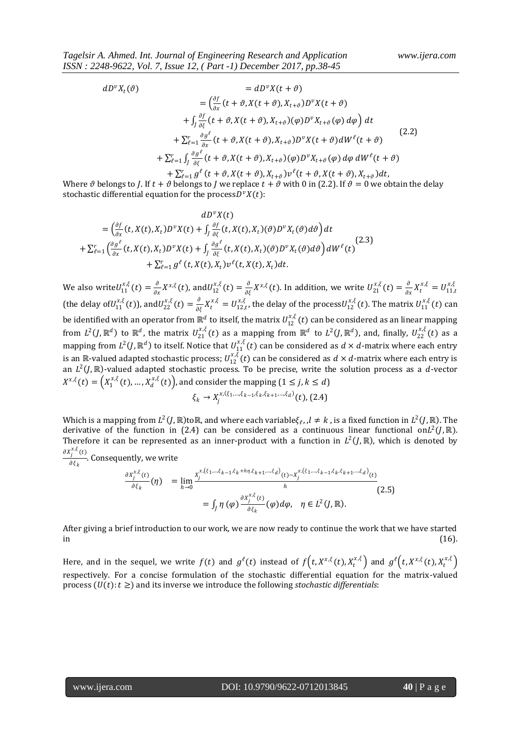$$
\begin{aligned}
dD^vX_t(\vartheta) &= dD^vX(t+\vartheta) \\
&= \Big(\tfrac{\partial f}{\partial x}(t+\vartheta, X(t+\vartheta), X_{t+\vartheta})D^vX(t+\vartheta) \\
&\quad + \int_J \tfrac{\partial f}{\partial \xi}(t+\vartheta, X(t+\vartheta), X_{t+\vartheta})(\varphi)D^vX_{t+\vartheta}(\varphi)\, d\varphi\Big)\, dt \\
&\quad + \textstyle\sum_{\ell=1}^{r} \tfrac{\partial g^\ell}{\partial x}(t+\vartheta, X(t+\vartheta), X_{t+\vartheta})D^vX(t+\vartheta)dW^\ell(t+\vartheta) \\
&\quad + \textstyle\sum_{\ell=1}^{r} \int_J \tfrac{\partial g^\ell}{\partial \xi}(t+\vartheta, X(t+\vartheta), X_{t+\vartheta})(\varphi)D^vX_{t+\vartheta}(\varphi)\, d\varphi\, dW^\ell(t+\vartheta) \\
&\quad + \textstyle\sum_{\ell=1}^{r} g^\ell(t+\vartheta, X(t+\vartheta), X_{t+\vartheta})v^\ell(t+\vartheta, X(t+\vartheta), X_{t+\vartheta})dt,
\end{aligned} \tag{2.2}
$$

Where $\vartheta$ belongs to $J$. If $t+\vartheta$ belongs to $J$ we replace $t+\vartheta$ with 0 in (2.2). If $\vartheta = 0$ we obtain the delay stochastic differential equation for the process $D^vX(t)$:

$$
\begin{aligned}
&dD^vX(t) \\
&= \Big(\tfrac{\partial f}{\partial x}(t, X(t), X_t)D^vX(t) + \int_J \tfrac{\partial f}{\partial \xi}(t, X(t), X_t)(\vartheta)D^vX_t(\vartheta)d\vartheta\Big)dt \\
&+ \textstyle\sum_{\ell=1}^{r}\Big(\tfrac{\partial g^\ell}{\partial x}(t, X(t), X_t)D^vX(t) + \int_J \tfrac{\partial g^\ell}{\partial \xi}(t, X(t), X_t)(\vartheta)D^vX_t(\vartheta)d\vartheta\Big)dW^\ell(t) \\
&+ \textstyle\sum_{\ell=1}^{r} g^\ell(t, X(t), X_t)v^\ell(t, X(t), X_t)dt.
\end{aligned} \tag{2.3}
$$

We also write $U_{11}^{x,\xi}(t) = \frac{\partial}{\partial x}X^{x,\xi}(t)$, and $U_{12}^{x,\xi}(t) = \frac{\partial}{\partial \xi}X^{x,\xi}(t)$. In addition, we write $U_{21}^{x,\xi}(t) = \frac{\partial}{\partial x}X_t^{x,\xi} = U_{11,t}^{x,\xi}$ (the delay of $U_{11}^{x,\xi}(t)$), and $U_{22}^{x,\xi}(t) = \frac{\partial}{\partial \xi}X_t^{x,\xi} = U_{12,t}^{x,\xi}$, the delay of the process $U_{12}^{x,\xi}(t)$. The matrix $U_{11}^{x,\xi}(t)$ can be identified with an operator from $\mathbb{R}^d$ to itself, the matrix $U_{12}^{x,\xi}(t)$ can be considered as an linear mapping from $L^2(J,\mathbb{R}^d)$ to $\mathbb{R}^d$, the matrix $U_{21}^{x,\xi}(t)$ as a mapping from $\mathbb{R}^d$ to $L^2(J,\mathbb{R}^d)$, and, finally, $U_{22}^{x,\xi}(t)$ as a mapping from $L^2(J,\mathbb{R}^d)$ to itself. Notice that $U_{11}^{x,\xi}(t)$ can be considered as $d\times d$-matrix where each entry is an $\mathbb{R}$-valued adapted stochastic process; $U_{12}^{x,\xi}(t)$ can be considered as $d\times d$-matrix where each entry is an $L^2(J,\mathbb{R})$-valued adapted stochastic process. To be precise, write the solution process as a $d$-vector $X^{x,\xi}(t) = \left(X_1^{x,\xi}(t), \ldots, X_d^{x,\xi}(t)\right)$, and consider the mapping $(1 \le j, k \le d)$

$$
\xi_k \to X_j^{x,(\xi_1,\ldots,\xi_{k-1},\xi_k,\xi_{k+1},\ldots,\xi_d)}(t), \tag{2.4}
$$

Which is a mapping from $L^2(J,\mathbb{R})$ to $\mathbb{R}$, and where each variable $\xi_\ell$, $l \ne k$, is a fixed function in $L^2(J,\mathbb{R})$. The derivative of the function in (2.4) can be considered as a continuous linear functional on $L^2(J,\mathbb{R})$. Therefore it can be represented as an inner-product with a function in $L^2(J,\mathbb{R})$, which is denoted by $\frac{\partial X_j^{x,\xi}(t)}{\partial \xi_k}$. Consequently, we write

$$
\begin{aligned}
\frac{\partial X_j^{x,\xi}(t)}{\partial \xi_k}(\eta) &= \lim_{h\to 0}\frac{X_j^{x,(\xi_1,\ldots,\xi_{k-1},\xi_k+h\eta,\xi_{k+1},\ldots,\xi_d)}(t) - X_j^{x,(\xi_1,\ldots,\xi_{k-1},\xi_k,\xi_{k+1},\ldots,\xi_d)}(t)}{h} \\
&= \int_J \eta(\varphi)\frac{\partial X_j^{x,\xi}(t)}{\partial \xi_k}(\varphi)d\varphi, \quad \eta \in L^2(J,\mathbb{R}).
\end{aligned} \tag{2.5}
$$

After giving a brief introduction to our work, we are now ready to continue the work that we have started in (16).

Here, and in the sequel, we write $f(t)$ and $g^\ell(t)$ instead of $f\left(t, X^{x,\xi}(t), X_t^{x,\xi}\right)$ and $g^\ell\left(t, X^{x,\xi}(t), X_t^{x,\xi}\right)$ respectively. For a concise formulation of the stochastic differential equation for the matrix-valued process $(U(t): t \ge)$ and its inverse we introduce the following *stochastic differentials*: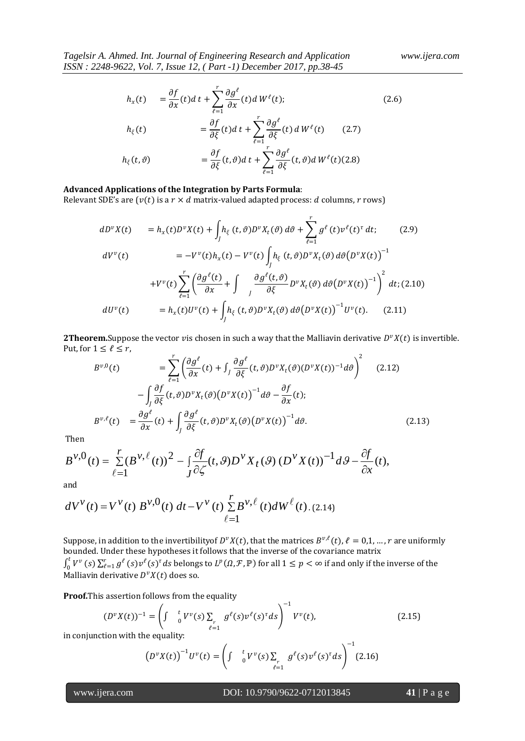$$h_x(t) \quad = \frac{\partial f}{\partial x}(t)dt + \sum_{\ell=1}^{r} \frac{\partial g^\ell}{\partial x}(t)dW^\ell(t); \tag{2.6}$$

$$h_\xi(t) \quad = \frac{\partial f}{\partial \xi}(t)dt + \sum_{\ell=1}^{r} \frac{\partial g^\ell}{\partial \xi}(t)dW^\ell(t) \tag{2.7}$$

$$h_\xi(t,\vartheta) \quad = \frac{\partial f}{\partial \xi}(t,\vartheta)dt + \sum_{\ell=1}^{r} \frac{\partial g^\ell}{\partial \xi}(t,\vartheta)dW^\ell(t) \tag{2.8}$$

**Advanced Applications of the Integration by Parts Formula**:
Relevant SDE's are ($v(t)$ is a $r \times d$ matrix-valued adapted process: $d$ columns, $r$ rows)

$$dD^v X(t) \quad = h_x(t)D^v X(t) + \int_J h_\xi(t,\vartheta)D^v X_t(\vartheta)\,d\vartheta + \sum_{\ell=1}^{r} g^\ell(t)v^\ell(t)^\tau\,dt; \tag{2.9}$$

$$dV^v(t) \quad = -V^v(t)h_x(t) - V^v(t)\int_J h_\xi(t,\vartheta)D^v X_t(\vartheta)\,d\vartheta\left(D^v X(t)\right)^{-1}$$
$$+V^v(t)\sum_{\ell=1}^{r}\left(\frac{\partial g^\ell(t)}{\partial x} + \int_J \frac{\partial g^\ell(t,\vartheta)}{\partial \xi}D^v X_t(\vartheta)\,d\vartheta\left(D^v X(t)\right)^{-1}\right)^2 dt; \tag{2.10}$$

$$dU^v(t) \quad = h_x(t)U^v(t) + \int_J h_\xi(t,\vartheta)D^v X_t(\vartheta)\,d\vartheta\left(D^v X(t)\right)^{-1}U^v(t). \tag{2.11}$$

**2Theorem.** Suppose the vector $v$ is chosen in such a way that the Malliavin derivative $D^v X(t)$ is invertible. Put, for $1 \le \ell \le r$,

$$B^{v,0}(t) \quad = \sum_{\ell=1}^{r}\left(\frac{\partial g^\ell}{\partial x}(t) + \int_J \frac{\partial g^\ell}{\partial \xi}(t,\vartheta)D^v X_t(\vartheta)(D^v X(t))^{-1}d\vartheta\right)^2 \tag{2.12}$$
$$-\int_J \frac{\partial f}{\partial \xi}(t,\vartheta)D^v X_t(\vartheta)\left(D^v X(t)\right)^{-1}d\vartheta - \frac{\partial f}{\partial x}(t);$$

$$B^{v,\ell}(t) \quad = \frac{\partial g^\ell}{\partial x}(t) + \int_J \frac{\partial g^\ell}{\partial \xi}(t,\vartheta)D^v X_t(\vartheta)\left(D^v X(t)\right)^{-1}d\vartheta. \tag{2.13}$$

Then

$$B^{v,0}(t) = \sum_{\ell=1}^{r}(B^{v,\ell}(t))^2 - \int_J \frac{\partial f}{\partial \zeta}(t,\vartheta)D^v X_t(\vartheta)\,(D^v X(t))^{-1}d\vartheta - \frac{\partial f}{\partial x}(t),$$

and

$$dV^v(t) = V^v(t)\,B^{v,0}(t)\,dt - V^v(t)\sum_{\ell=1}^{r}B^{v,\ell}(t)dW^\ell(t). \tag{2.14}$$

Suppose, in addition to the invertibilityof $D^v X(t)$, that the matrices $B^{v,\ell}(t)$, $\ell = 0,1,\dots,r$ are uniformly bounded. Under these hypotheses it follows that the inverse of the covariance matrix $\int_0^t V^v(s)\sum_{\ell=1}^{r} g^\ell(s)v^\ell(s)^\tau ds$ belongs to $L^p(\Omega,\mathcal{F},\mathbb{P})$ for all $1 \le p < \infty$ if and only if the inverse of the Malliavin derivative $D^v X(t)$ does so.

**Proof.** This assertion follows from the equality

$$(D^v X(t))^{-1} = \left(\int_0^t V^v(s)\sum_{\ell=1}^{r} g^\ell(s)v^\ell(s)^\tau ds\right)^{-1} V^v(t), \tag{2.15}$$

in conjunction with the equality:

$$\left(D^v X(t)\right)^{-1}U^v(t) = \left(\int_0^t V^v(s)\sum_{\ell=1}^{r} g^\ell(s)v^\ell(s)^\tau ds\right)^{-1} \tag{2.16}$$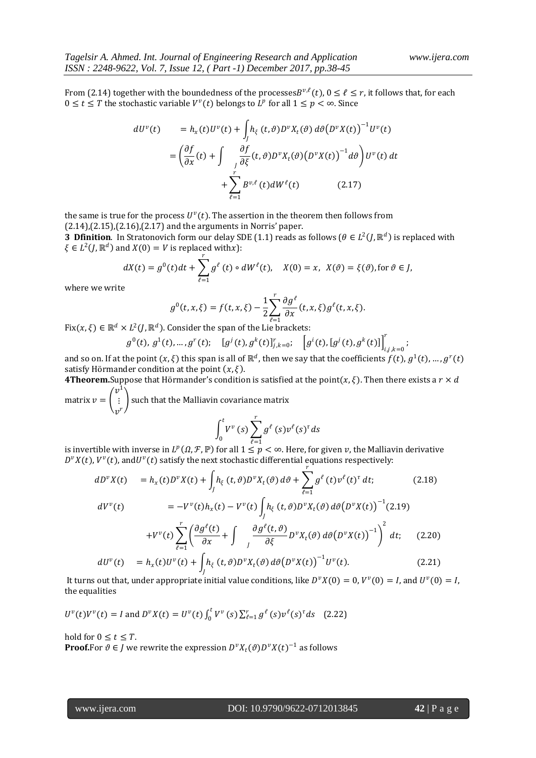From (2.14) together with the boundedness of the processes$B^{v,\ell}(t)$, $0 \le \ell \le r$, it follows that, for each $0 \le t \le T$ the stochastic variable $V^v(t)$ belongs to $L^p$ for all $1 \le p < \infty$. Since

$$
\begin{aligned}
dU^v(t) \quad &= h_x(t)U^v(t) + \int_J h_\xi(t,\vartheta)D^v X_t(\vartheta)\,d\vartheta\big(D^v X(t)\big)^{-1}U^v(t) \\
&= \left(\frac{\partial f}{\partial x}(t) + \int_J \frac{\partial f}{\partial \xi}(t,\vartheta)D^v X_t(\vartheta)\big(D^v X(t)\big)^{-1}d\vartheta\right)U^v(t)\,dt \\
&\quad + \sum_{\ell=1}^{r} B^{v,\ell}(t)dW^\ell(t) \qquad (2.17)
\end{aligned}
$$

the same is true for the process $U^v(t)$. The assertion in the theorem then follows from (2.14),(2.15),(2.16),(2.17) and the arguments in Norris' paper.

**3 Dfinition**. In Stratonovich form our delay SDE (1.1) reads as follows ($\theta \in L^2(J,\mathbb{R}^d)$ is replaced with $\xi \in L^2(J,\mathbb{R}^d)$ and $X(0) = V$ is replaced with$x$):

$$
dX(t) = g^0(t)dt + \sum_{\ell=1}^{r} g^\ell(t) \circ dW^\ell(t), \quad X(0) = x, \;\; X(\vartheta) = \xi(\vartheta), \text{for } \vartheta \in J,
$$

where we write

$$
g^0(t,x,\xi) = f(t,x,\xi) - \frac{1}{2}\sum_{\ell=1}^{r} \frac{\partial g^\ell}{\partial x}(t,x,\xi)g^\ell(t,x,\xi).
$$

Fix$(x,\xi) \in \mathbb{R}^d \times L^2(J,\mathbb{R}^d)$. Consider the span of the Lie brackets:

$$
g^0(t),\, g^1(t), \dots, g^r(t); \quad [g^j(t), g^k(t)]_{j,k=0}^{r}; \quad \left[g^i(t), [g^j(t), g^k(t)]\right]_{i,j,k=0}^{r};
$$

and so on. If at the point $(x,\xi)$ this span is all of $\mathbb{R}^d$, then we say that the coefficients $f(t), g^1(t), \dots, g^r(t)$ satisfy Hörmander condition at the point $(x,\xi)$.

**4Theorem.**Suppose that Hörmander's condition is satisfied at the point$(x,\xi)$. Then there exists a $r \times d$ matrix $v = \begin{pmatrix} v^1 \\ \vdots \\ v^r \end{pmatrix}$ such that the Malliavin covariance matrix

$$
\int_0^t V^v(s) \sum_{\ell=1}^{r} g^\ell(s)v^\ell(s)^\tau ds
$$

is invertible with inverse in $L^p(\Omega,\mathcal{F},\mathbb{P})$ for all $1 \le p < \infty$. Here, for given $v$, the Malliavin derivative $D^v X(t)$, $V^v(t)$, and$U^v(t)$ satisfy the next stochastic differential equations respectively:

$$
dD^v X(t) \quad = h_x(t)D^v X(t) + \int_J h_\xi(t,\vartheta)D^v X_t(\vartheta)\,d\vartheta + \sum_{\ell=1}^{r} g^\ell(t)v^\ell(t)^\tau\,dt; \qquad (2.18)
$$

$$
dV^v(t) \qquad = -V^v(t)h_x(t) - V^v(t)\int_J h_\xi(t,\vartheta)D^v X_t(\vartheta)\,d\vartheta\big(D^v X(t)\big)^{-1} (2.19)
$$

$$
+V^v(t)\sum_{\ell=1}^{r}\left(\frac{\partial g^\ell(t)}{\partial x} + \int_J \frac{\partial g^\ell(t,\vartheta)}{\partial \xi}D^v X_t(\vartheta)\,d\vartheta\big(D^v X(t)\big)^{-1}\right)^2 dt; \qquad (2.20)
$$

$$
dU^v(t) \quad = h_x(t)U^v(t) + \int_J h_\xi(t,\vartheta)D^v X_t(\vartheta)\,d\vartheta\big(D^v X(t)\big)^{-1}U^v(t). \qquad (2.21)
$$

It turns out that, under appropriate initial value conditions, like $D^v X(0) = 0$, $V^v(0) = I$, and $U^v(0) = I$, the equalities

$U^v(t)V^v(t) = I$ and $D^v X(t) = U^v(t)\int_0^t V^v(s)\sum_{\ell=1}^{r} g^\ell(s)v^\ell(s)^\tau ds$ (2.22)

hold for $0 \le t \le T$.

**Proof.**For $\vartheta \in J$ we rewrite the expression $D^v X_t(\vartheta)D^v X(t)^{-1}$ as follows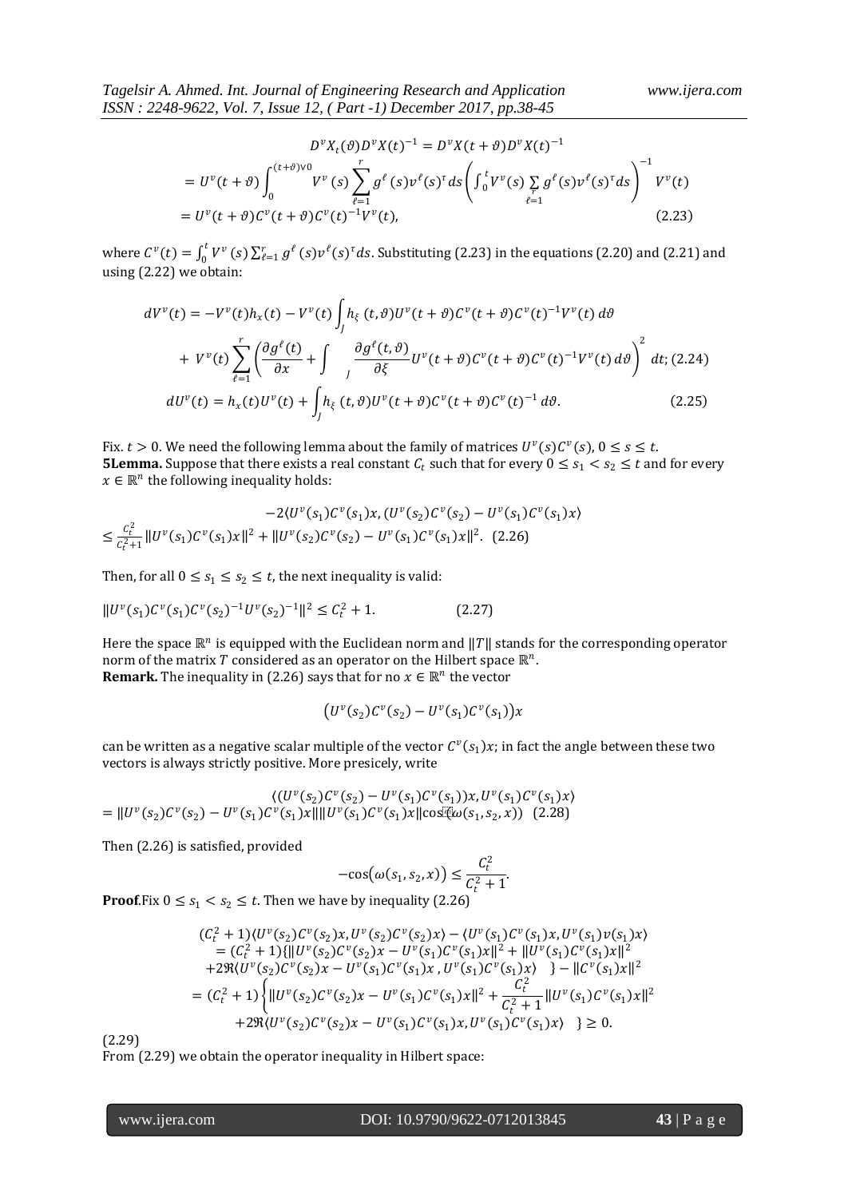$$
\begin{aligned}
& D^v X_t(\vartheta) D^v X(t)^{-1} = D^v X(t+\vartheta) D^v X(t)^{-1} \\
&= U^v(t+\vartheta) \int_0^{(t+\vartheta)\vee 0} V^v(s) \sum_{\ell=1}^{r} g^\ell(s) v^\ell(s)^\tau ds \left( \int_0^t V^v(s) \sum_{\ell=1}^{r} g^\ell(s) v^\ell(s)^\tau ds \right)^{-1} V^v(t) \\
&= U^v(t+\vartheta) C^v(t+\vartheta) C^v(t)^{-1} V^v(t), \qquad (2.23)
\end{aligned}
$$

where $C^v(t) = \int_0^t V^v(s) \sum_{\ell=1}^r g^\ell(s) v^\ell(s)^\tau ds$. Substituting (2.23) in the equations (2.20) and (2.21) and using (2.22) we obtain:

$$
\begin{aligned}
dV^v(t) &= -V^v(t) h_x(t) - V^v(t) \int_J h_\xi(t,\vartheta) U^v(t+\vartheta) C^v(t+\vartheta) C^v(t)^{-1} V^v(t)\, d\vartheta \\
&+ V^v(t) \sum_{\ell=1}^{r} \left( \frac{\partial g^\ell(t)}{\partial x} + \int_J \frac{\partial g^\ell(t,\vartheta)}{\partial \xi} U^v(t+\vartheta) C^v(t+\vartheta) C^v(t)^{-1} V^v(t)\, d\vartheta \right)^2 dt; \quad (2.24) \\
dU^v(t) &= h_x(t) U^v(t) + \int_J h_\xi(t,\vartheta) U^v(t+\vartheta) C^v(t+\vartheta) C^v(t)^{-1} d\vartheta. \qquad (2.25)
\end{aligned}
$$

Fix. $t > 0$. We need the following lemma about the family of matrices $U^v(s)C^v(s)$, $0 \le s \le t$.

**5Lemma.** Suppose that there exists a real constant $C_t$ such that for every $0 \le s_1 < s_2 \le t$ and for every $x \in \mathbb{R}^n$ the following inequality holds:

$$
\begin{aligned}
&-2\langle U^v(s_1)C^v(s_1)x, (U^v(s_2)C^v(s_2) - U^v(s_1)C^v(s_1)x\rangle \\
&\le \frac{C_t^2}{C_t^2+1} \|U^v(s_1)C^v(s_1)x\|^2 + \|U^v(s_2)C^v(s_2) - U^v(s_1)C^v(s_1)x\|^2. \quad (2.26)
\end{aligned}
$$

Then, for all $0 \le s_1 \le s_2 \le t$, the next inequality is valid:

$$
\|U^v(s_1)C^v(s_1)C^v(s_2)^{-1}U^v(s_2)^{-1}\|^2 \le C_t^2 + 1. \qquad (2.27)
$$

Here the space $\mathbb{R}^n$ is equipped with the Euclidean norm and $\|T\|$ stands for the corresponding operator norm of the matrix $T$ considered as an operator on the Hilbert space $\mathbb{R}^n$.

**Remark.** The inequality in (2.26) says that for no $x \in \mathbb{R}^n$ the vector

$$
\big(U^v(s_2)C^v(s_2) - U^v(s_1)C^v(s_1)\big)x
$$

can be written as a negative scalar multiple of the vector $C^v(s_1)x$; in fact the angle between these two vectors is always strictly positive. More presicely, write

$$
\begin{aligned}
&\langle (U^v(s_2)C^v(s_2) - U^v(s_1)C^v(s_1))x, U^v(s_1)C^v(s_1)x\rangle \\
&= \|U^v(s_2)C^v(s_2) - U^v(s_1)C^v(s_1)x\| \|U^v(s_1)C^v(s_1)x\| \cos(\omega(s_1,s_2,x)) \quad (2.28)
\end{aligned}
$$

Then (2.26) is satisfied, provided

$$
-\cos\big(\omega(s_1,s_2,x)\big) \le \frac{C_t^2}{C_t^2+1}.
$$

**Proof**.Fix $0 \le s_1 < s_2 \le t$. Then we have by inequality (2.26)

$$
\begin{aligned}
&(C_t^2+1)\langle U^v(s_2)C^v(s_2)x, U^v(s_2)C^v(s_2)x\rangle - \langle U^v(s_1)C^v(s_1)x, U^v(s_1)v(s_1)x\rangle \\
&= (C_t^2+1)\{\|U^v(s_2)C^v(s_2)x - U^v(s_1)C^v(s_1)x\|^2 + \|U^v(s_1)C^v(s_1)x\|^2 \\
&+ 2\Re\langle U^v(s_2)C^v(s_2)x - U^v(s_1)C^v(s_1)x, U^v(s_1)C^v(s_1)x\rangle \} - \|C^v(s_1)x\|^2 \\
&= (C_t^2+1)\left\{ \|U^v(s_2)C^v(s_2)x - U^v(s_1)C^v(s_1)x\|^2 + \frac{C_t^2}{C_t^2+1}\|U^v(s_1)C^v(s_1)x\|^2 \right. \\
&\left. + 2\Re\langle U^v(s_2)C^v(s_2)x - U^v(s_1)C^v(s_1)x, U^v(s_1)C^v(s_1)x\rangle \right\} \ge 0.
\end{aligned}
$$

(2.29)

From (2.29) we obtain the operator inequality in Hilbert space: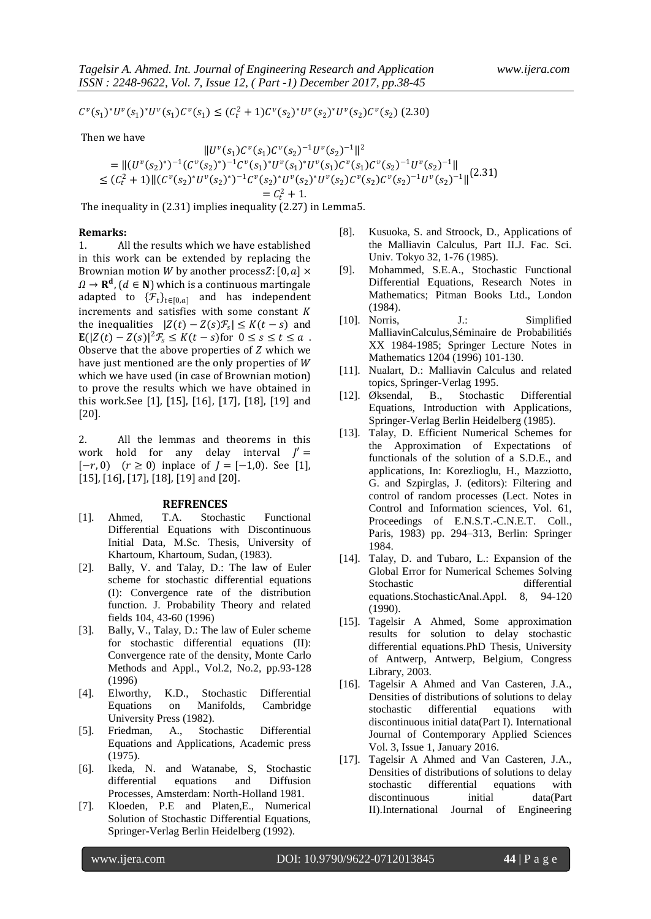$$C^v(s_1)^* U^v(s_1)^* U^v(s_1) C^v(s_1) \leq (C_t^2 + 1) C^v(s_2)^* U^v(s_2)^* U^v(s_2) C^v(s_2) \text{ (2.30)}$$

Then we have

$$\begin{aligned}
&\|U^v(s_1)C^v(s_1)C^v(s_2)^{-1}U^v(s_2)^{-1}\|^2 \\
&= \|(U^v(s_2)^*)^{-1}(C^v(s_2)^*)^{-1}C^v(s_1)^*U^v(s_1)^*U^v(s_1)C^v(s_1)C^v(s_2)^{-1}U^v(s_2)^{-1}\| \\
&\leq (C_t^2+1)\|(C^v(s_2)^*U^v(s_2)^*)^{-1}C^v(s_2)^*U^v(s_2)^*U^v(s_2)C^v(s_2)C^v(s_2)^{-1}U^v(s_2)^{-1}\| \\
&= C_t^2 + 1.
\end{aligned} \tag{2.31}$$

The inequality in (2.31) implies inequality (2.27) in Lemma5.

**Remarks:**

1. All the results which we have established in this work can be extended by replacing the Brownian motion $W$ by another process$Z: [0, a] \times \Omega \to \mathbf{R^d}$, $(d \in \mathbf{N})$ which is a continuous martingale adapted to $\{\mathcal{F}_t\}_{t\in[0,a]}$ and has independent increments and satisfies with some constant $K$ the inequalities $|Z(t) - Z(s)\mathcal{F}_s| \leq K(t-s)$ and $\mathbf{E}(|Z(t) - Z(s)|^2\mathcal{F}_s \leq K(t-s)$for $0 \leq s \leq t \leq a$ . Observe that the above properties of $Z$ which we have just mentioned are the only properties of $W$ which we have used (in case of Brownian motion) to prove the results which we have obtained in this work.See [1], [15], [16], [17], [18], [19] and [20].

2. All the lemmas and theorems in this work hold for any delay interval $J' = [-r, 0)$ $(r \geq 0)$ inplace of $J = [-1,0)$. See [1], [15], [16], [17], [18], [19] and [20].

## REFRENCES

[1]. Ahmed, T.A. Stochastic Functional Differential Equations with Discontinuous Initial Data, M.Sc. Thesis, University of Khartoum, Khartoum, Sudan, (1983).

[2]. Bally, V. and Talay, D.: The law of Euler scheme for stochastic differential equations (I): Convergence rate of the distribution function. J. Probability Theory and related fields 104, 43-60 (1996)

[3]. Bally, V., Talay, D.: The law of Euler scheme for stochastic differential equations (II): Convergence rate of the density, Monte Carlo Methods and Appl., Vol.2, No.2, pp.93-128 (1996)

[4]. Elworthy, K.D., Stochastic Differential Equations on Manifolds, Cambridge University Press (1982).

[5]. Friedman, A., Stochastic Differential Equations and Applications, Academic press (1975).

[6]. Ikeda, N. and Watanabe, S, Stochastic differential equations and Diffusion Processes, Amsterdam: North-Holland 1981.

[7]. Kloeden, P.E and Platen,E., Numerical Solution of Stochastic Differential Equations, Springer-Verlag Berlin Heidelberg (1992).

[8]. Kusuoka, S. and Stroock, D., Applications of the Malliavin Calculus, Part II.J. Fac. Sci. Univ. Tokyo 32, 1-76 (1985).

[9]. Mohammed, S.E.A., Stochastic Functional Differential Equations, Research Notes in Mathematics; Pitman Books Ltd., London (1984).

[10]. Norris, J.: Simplified MalliavinCalculus,Séminaire de Probabilitiés XX 1984-1985; Springer Lecture Notes in Mathematics 1204 (1996) 101-130.

[11]. Nualart, D.: Malliavin Calculus and related topics, Springer-Verlag 1995.

[12]. Øksendal, B., Stochastic Differential Equations, Introduction with Applications, Springer-Verlag Berlin Heidelberg (1985).

[13]. Talay, D. Efficient Numerical Schemes for the Approximation of Expectations of functionals of the solution of a S.D.E., and applications, In: Korezlioglu, H., Mazziotto, G. and Szpirglas, J. (editors): Filtering and control of random processes (Lect. Notes in Control and Information sciences, Vol. 61, Proceedings of E.N.S.T.-C.N.E.T. Coll., Paris, 1983) pp. 294–313, Berlin: Springer 1984.

[14]. Talay, D. and Tubaro, L.: Expansion of the Global Error for Numerical Schemes Solving Stochastic differential equations.StochasticAnal.Appl. 8, 94-120 (1990).

[15]. Tagelsir A Ahmed, Some approximation results for solution to delay stochastic differential equations.PhD Thesis, University of Antwerp, Antwerp, Belgium, Congress Library, 2003.

[16]. Tagelsir A Ahmed and Van Casteren, J.A., Densities of distributions of solutions to delay stochastic differential equations with discontinuous initial data(Part I). International Journal of Contemporary Applied Sciences Vol. 3, Issue 1, January 2016.

[17]. Tagelsir A Ahmed and Van Casteren, J.A., Densities of distributions of solutions to delay stochastic differential equations with discontinuous initial data(Part II).International Journal of Engineering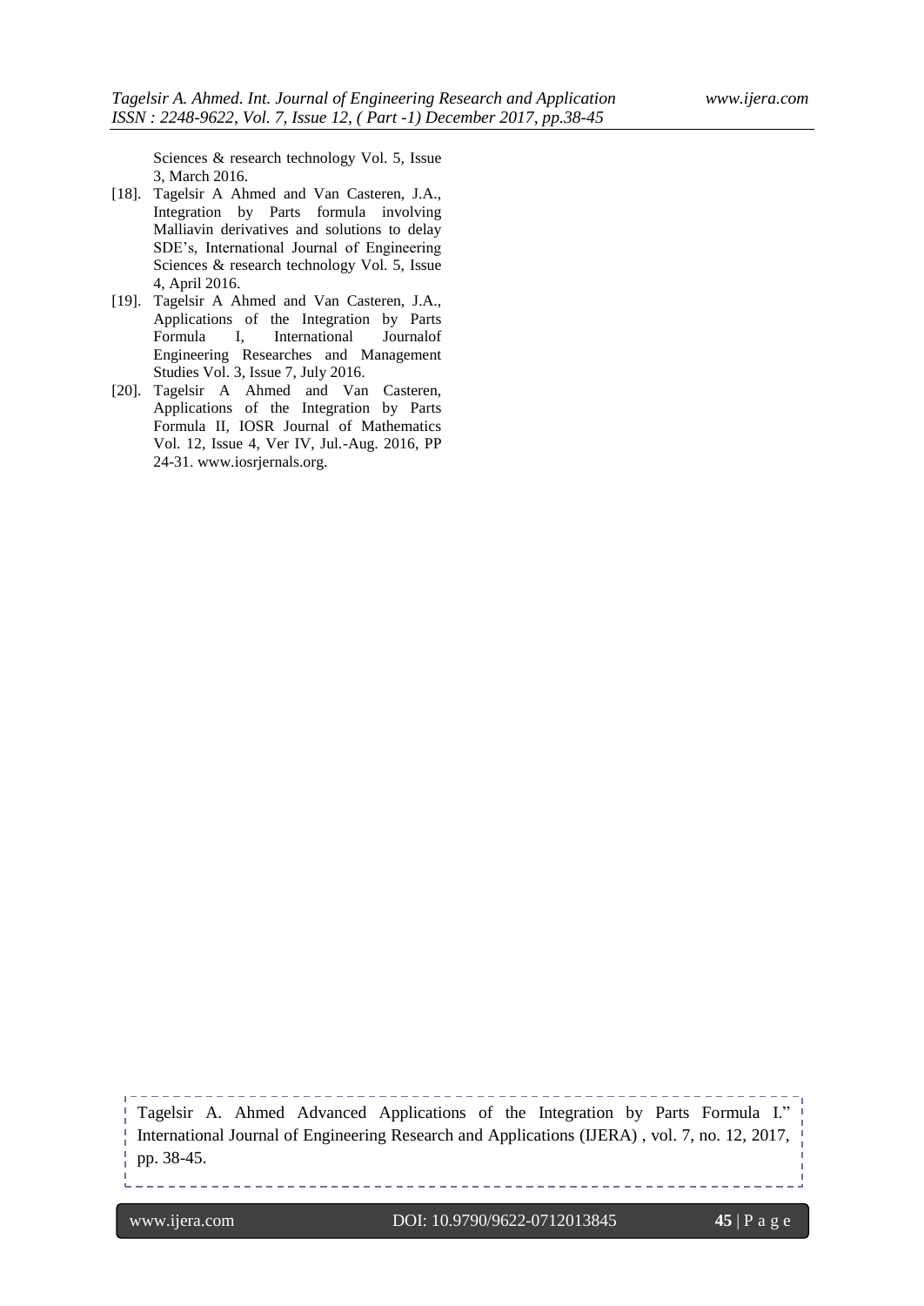Sciences & research technology Vol. 5, Issue 3, March 2016.

[18]. Tagelsir A Ahmed and Van Casteren, J.A., Integration by Parts formula involving Malliavin derivatives and solutions to delay SDE's, International Journal of Engineering Sciences & research technology Vol. 5, Issue 4, April 2016.

[19]. Tagelsir A Ahmed and Van Casteren, J.A., Applications of the Integration by Parts Formula I, International Journalof Engineering Researches and Management Studies Vol. 3, Issue 7, July 2016.

[20]. Tagelsir A Ahmed and Van Casteren, Applications of the Integration by Parts Formula II, IOSR Journal of Mathematics Vol. 12, Issue 4, Ver IV, Jul.-Aug. 2016, PP 24-31. www.iosrjernals.org.

Tagelsir A. Ahmed Advanced Applications of the Integration by Parts Formula I." International Journal of Engineering Research and Applications (IJERA) , vol. 7, no. 12, 2017, pp. 38-45.